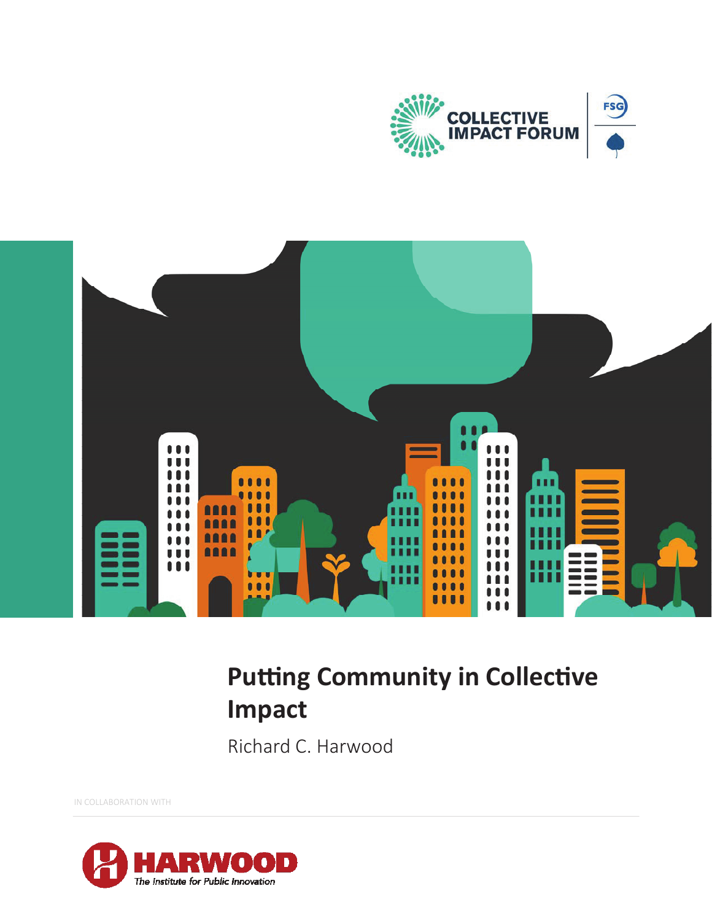COLLECTIVE IMPACT FORUM

FSG

# Putting Community in Collective Impact

Richard C. Harwood

IN COLLABORATION WITH

HARWOOD

The Institute for Public Innovation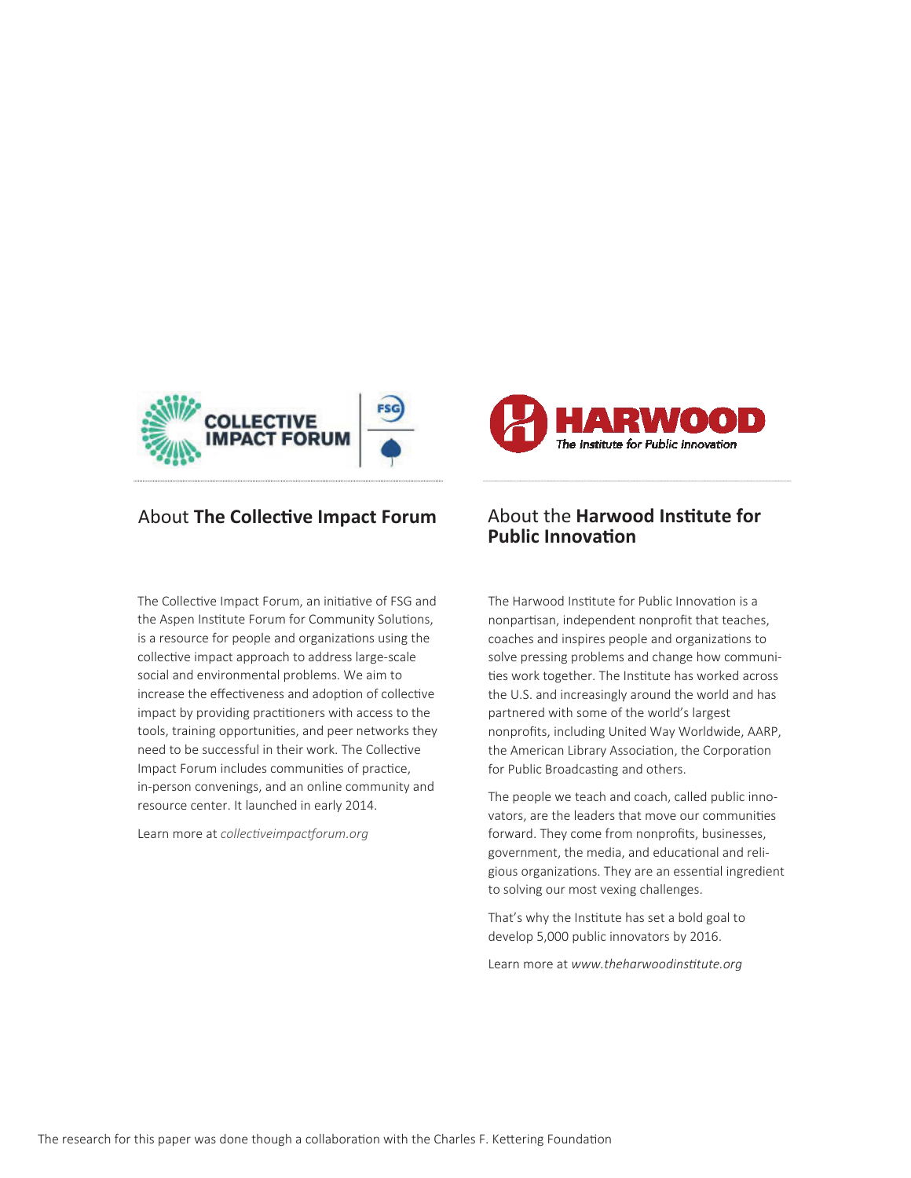## About **The Collective Impact Forum**

The Collective Impact Forum, an initiative of FSG and the Aspen Institute Forum for Community Solutions, is a resource for people and organizations using the collective impact approach to address large-scale social and environmental problems. We aim to increase the effectiveness and adoption of collective impact by providing practitioners with access to the tools, training opportunities, and peer networks they need to be successful in their work. The Collective Impact Forum includes communities of practice, in-person convenings, and an online community and resource center. It launched in early 2014.

Learn more at *collectiveimpactforum.org*

## About the **Harwood Institute for Public Innovation**

The Harwood Institute for Public Innovation is a nonpartisan, independent nonprofit that teaches, coaches and inspires people and organizations to solve pressing problems and change how communities work together. The Institute has worked across the U.S. and increasingly around the world and has partnered with some of the world's largest nonprofits, including United Way Worldwide, AARP, the American Library Association, the Corporation for Public Broadcasting and others.

The people we teach and coach, called public innovators, are the leaders that move our communities forward. They come from nonprofits, businesses, government, the media, and educational and religious organizations. They are an essential ingredient to solving our most vexing challenges.

That's why the Institute has set a bold goal to develop 5,000 public innovators by 2016.

Learn more at *www.theharwoodinstitute.org*

The research for this paper was done though a collaboration with the Charles F. Kettering Foundation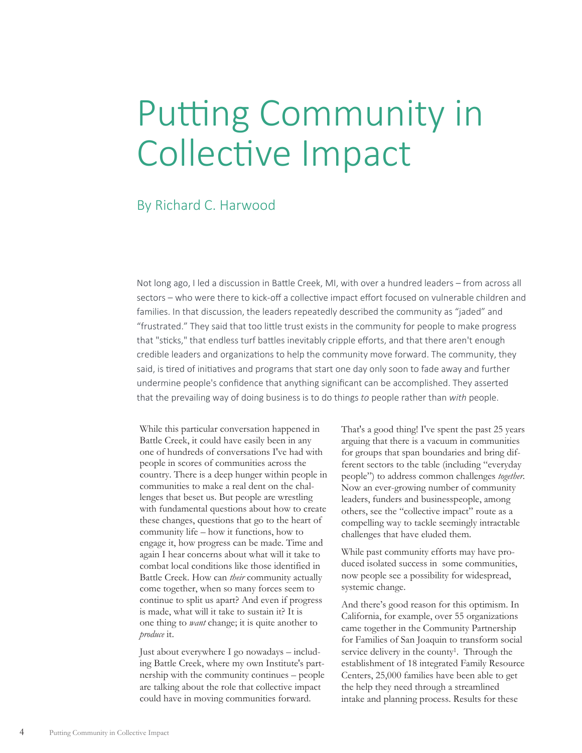# Putting Community in Collective Impact

## By Richard C. Harwood

Not long ago, I led a discussion in Battle Creek, MI, with over a hundred leaders – from across all sectors – who were there to kick-off a collective impact effort focused on vulnerable children and families. In that discussion, the leaders repeatedly described the community as "jaded" and "frustrated." They said that too little trust exists in the community for people to make progress that "sticks," that endless turf battles inevitably cripple efforts, and that there aren't enough credible leaders and organizations to help the community move forward. The community, they said, is tired of initiatives and programs that start one day only soon to fade away and further undermine people's confidence that anything significant can be accomplished. They asserted that the prevailing way of doing business is to do things *to* people rather than *with* people.

While this particular conversation happened in Battle Creek, it could have easily been in any one of hundreds of conversations I've had with people in scores of communities across the country. There is a deep hunger within people in communities to make a real dent on the challenges that beset us. But people are wrestling with fundamental questions about how to create these changes, questions that go to the heart of community life – how it functions, how to engage it, how progress can be made. Time and again I hear concerns about what will it take to combat local conditions like those identified in Battle Creek. How can *their* community actually come together, when so many forces seem to continue to split us apart? And even if progress is made, what will it take to sustain it? It is one thing to *want* change; it is quite another to *produce* it.

Just about everywhere I go nowadays – including Battle Creek, where my own Institute's partnership with the community continues – people are talking about the role that collective impact could have in moving communities forward.

That's a good thing! I've spent the past 25 years arguing that there is a vacuum in communities for groups that span boundaries and bring different sectors to the table (including "everyday people") to address common challenges *together*. Now an ever-growing number of community leaders, funders and businesspeople, among others, see the "collective impact" route as a compelling way to tackle seemingly intractable challenges that have eluded them.

While past community efforts may have produced isolated success in some communities, now people see a possibility for widespread, systemic change.

And there's good reason for this optimism. In California, for example, over 55 organizations came together in the Community Partnership for Families of San Joaquin to transform social service delivery in the county[1]. Through the establishment of 18 integrated Family Resource Centers, 25,000 families have been able to get the help they need through a streamlined intake and planning process. Results for these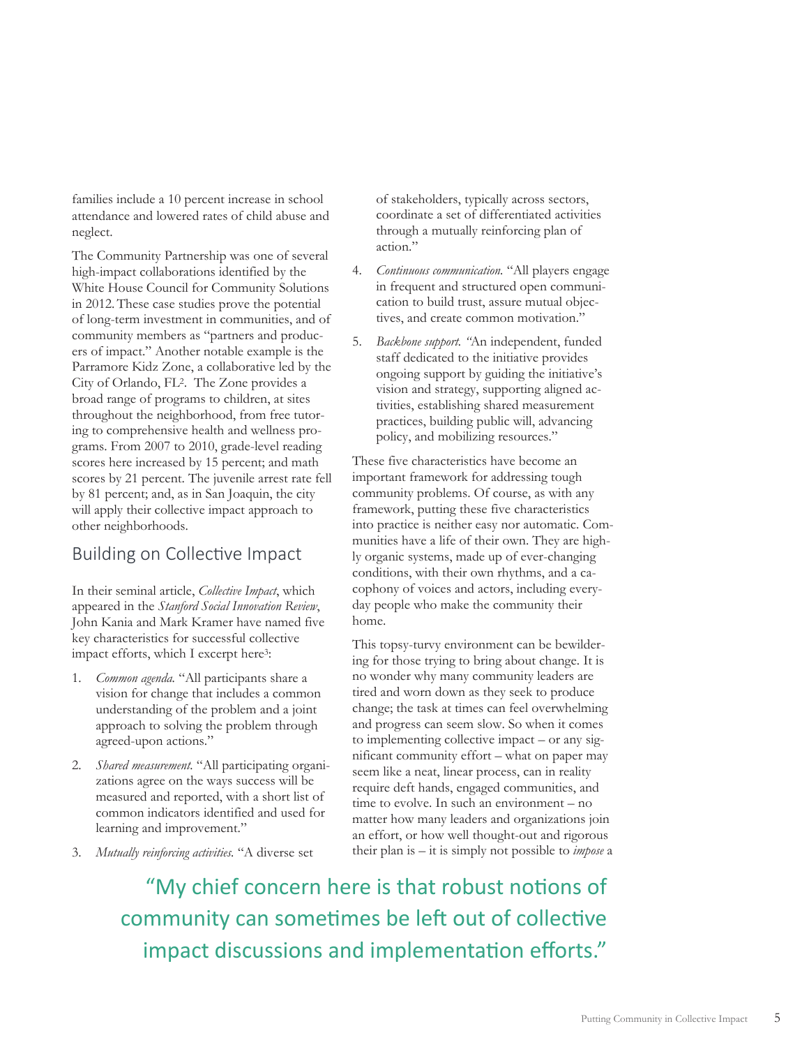families include a 10 percent increase in school attendance and lowered rates of child abuse and neglect.

The Community Partnership was one of several high-impact collaborations identified by the White House Council for Community Solutions in 2012. These case studies prove the potential of long-term investment in communities, and of community members as "partners and producers of impact." Another notable example is the Parramore Kidz Zone, a collaborative led by the City of Orlando, FL[2]. The Zone provides a broad range of programs to children, at sites throughout the neighborhood, from free tutoring to comprehensive health and wellness programs. From 2007 to 2010, grade-level reading scores here increased by 15 percent; and math scores by 21 percent. The juvenile arrest rate fell by 81 percent; and, as in San Joaquin, the city will apply their collective impact approach to other neighborhoods.

## Building on Collective Impact

In their seminal article, *Collective Impact*, which appeared in the *Stanford Social Innovation Review*, John Kania and Mark Kramer have named five key characteristics for successful collective impact efforts, which I excerpt here[3]:

1. *Common agenda.* "All participants share a vision for change that includes a common understanding of the problem and a joint approach to solving the problem through agreed-upon actions."
2. *Shared measurement.* "All participating organizations agree on the ways success will be measured and reported, with a short list of common indicators identified and used for learning and improvement."
3. *Mutually reinforcing activities.* "A diverse set of stakeholders, typically across sectors, coordinate a set of differentiated activities through a mutually reinforcing plan of action."
4. *Continuous communication.* "All players engage in frequent and structured open communication to build trust, assure mutual objectives, and create common motivation."
5. *Backbone support.* "An independent, funded staff dedicated to the initiative provides ongoing support by guiding the initiative's vision and strategy, supporting aligned activities, establishing shared measurement practices, building public will, advancing policy, and mobilizing resources."

These five characteristics have become an important framework for addressing tough community problems. Of course, as with any framework, putting these five characteristics into practice is neither easy nor automatic. Communities have a life of their own. They are highly organic systems, made up of ever-changing conditions, with their own rhythms, and a cacophony of voices and actors, including everyday people who make the community their home.

This topsy-turvy environment can be bewildering for those trying to bring about change. It is no wonder why many community leaders are tired and worn down as they seek to produce change; the task at times can feel overwhelming and progress can seem slow. So when it comes to implementing collective impact – or any significant community effort – what on paper may seem like a neat, linear process, can in reality require deft hands, engaged communities, and time to evolve. In such an environment – no matter how many leaders and organizations join an effort, or how well thought-out and rigorous their plan is – it is simply not possible to *impose* a

"My chief concern here is that robust notions of community can sometimes be left out of collective impact discussions and implementation efforts."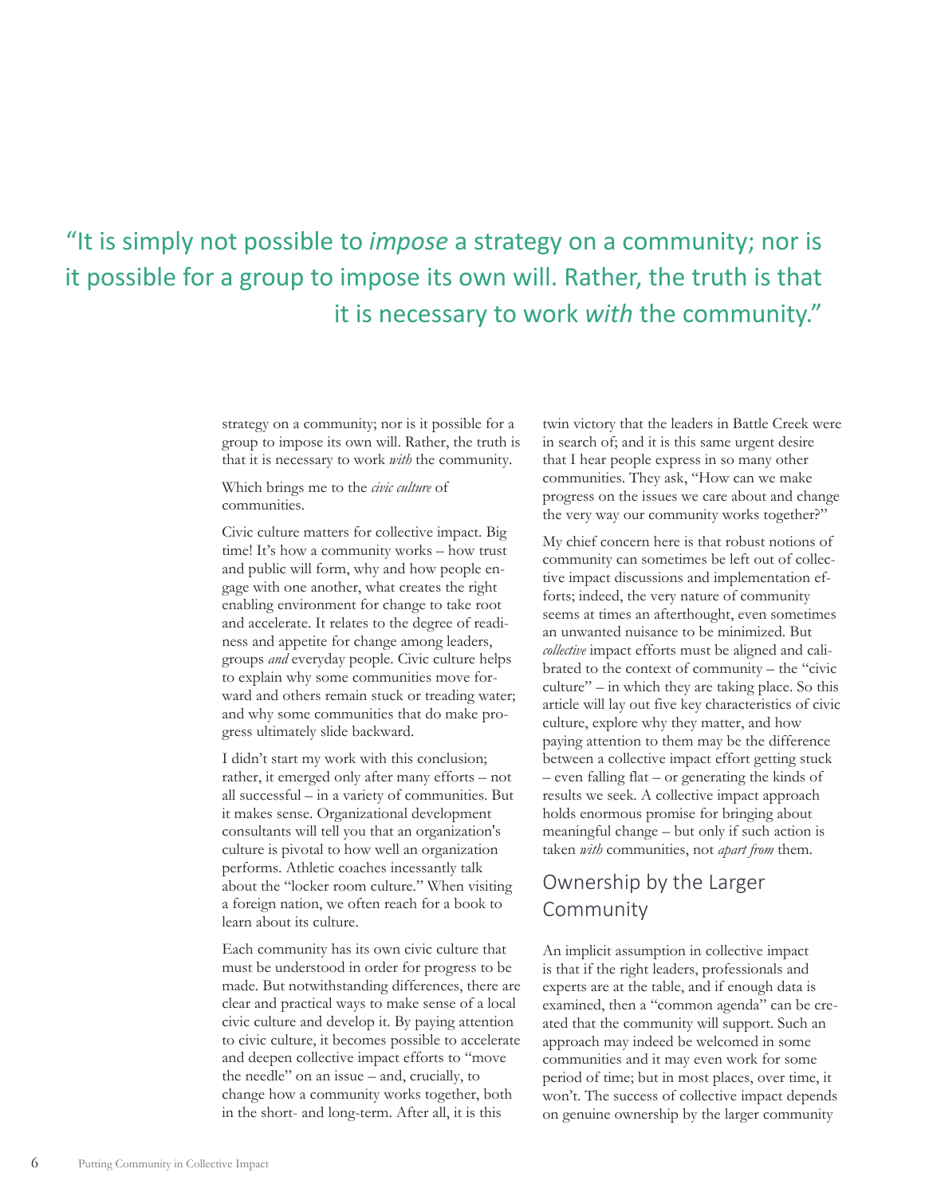> "It is simply not possible to *impose* a strategy on a community; nor is it possible for a group to impose its own will. Rather, the truth is that it is necessary to work *with* the community."

strategy on a community; nor is it possible for a group to impose its own will. Rather, the truth is that it is necessary to work *with* the community.

Which brings me to the *civic culture* of communities.

Civic culture matters for collective impact. Big time! It's how a community works – how trust and public will form, why and how people engage with one another, what creates the right enabling environment for change to take root and accelerate. It relates to the degree of readiness and appetite for change among leaders, groups *and* everyday people. Civic culture helps to explain why some communities move forward and others remain stuck or treading water; and why some communities that do make progress ultimately slide backward.

I didn't start my work with this conclusion; rather, it emerged only after many efforts – not all successful – in a variety of communities. But it makes sense. Organizational development consultants will tell you that an organization's culture is pivotal to how well an organization performs. Athletic coaches incessantly talk about the "locker room culture." When visiting a foreign nation, we often reach for a book to learn about its culture.

Each community has its own civic culture that must be understood in order for progress to be made. But notwithstanding differences, there are clear and practical ways to make sense of a local civic culture and develop it. By paying attention to civic culture, it becomes possible to accelerate and deepen collective impact efforts to "move the needle" on an issue – and, crucially, to change how a community works together, both in the short- and long-term. After all, it is this twin victory that the leaders in Battle Creek were in search of; and it is this same urgent desire that I hear people express in so many other communities. They ask, "How can we make progress on the issues we care about and change the very way our community works together?"

My chief concern here is that robust notions of community can sometimes be left out of collective impact discussions and implementation efforts; indeed, the very nature of community seems at times an afterthought, even sometimes an unwanted nuisance to be minimized. But *collective* impact efforts must be aligned and calibrated to the context of community – the "civic culture" – in which they are taking place. So this article will lay out five key characteristics of civic culture, explore why they matter, and how paying attention to them may be the difference between a collective impact effort getting stuck – even falling flat – or generating the kinds of results we seek. A collective impact approach holds enormous promise for bringing about meaningful change – but only if such action is taken *with* communities, not *apart from* them.

## Ownership by the Larger Community

An implicit assumption in collective impact is that if the right leaders, professionals and experts are at the table, and if enough data is examined, then a "common agenda" can be created that the community will support. Such an approach may indeed be welcomed in some communities and it may even work for some period of time; but in most places, over time, it won't. The success of collective impact depends on genuine ownership by the larger community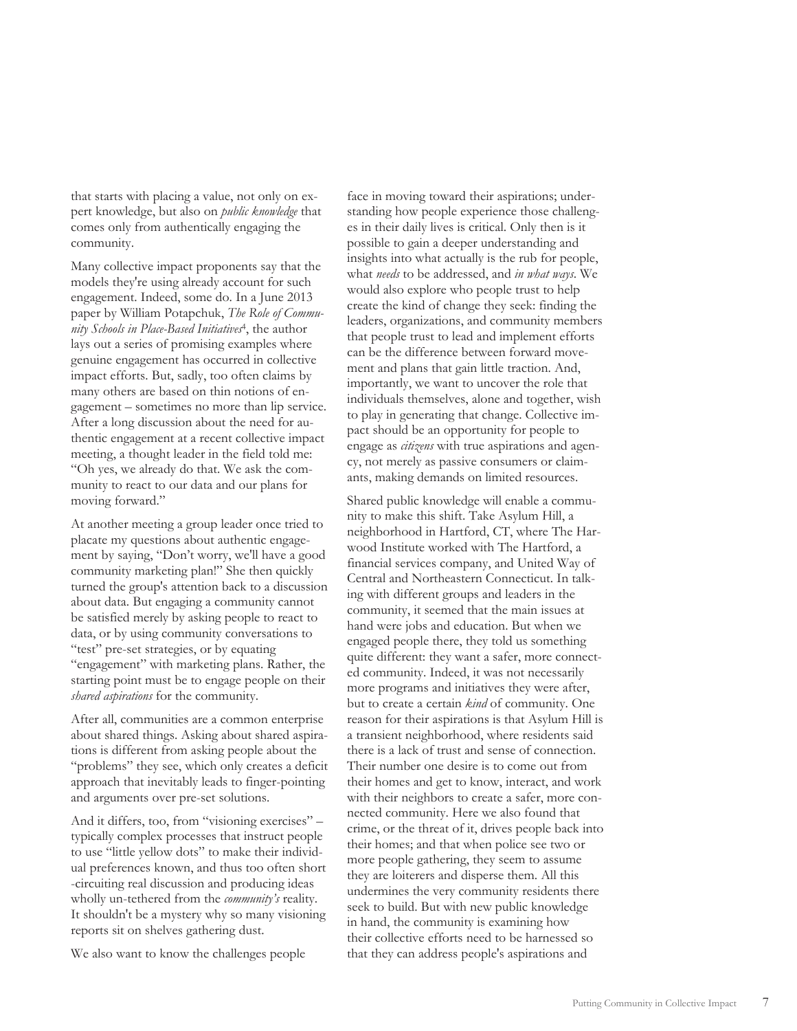that starts with placing a value, not only on expert knowledge, but also on *public knowledge* that comes only from authentically engaging the community.

Many collective impact proponents say that the models they're using already account for such engagement. Indeed, some do. In a June 2013 paper by William Potapchuk, *The Role of Community Schools in Place-Based Initiatives*[4], the author lays out a series of promising examples where genuine engagement has occurred in collective impact efforts. But, sadly, too often claims by many others are based on thin notions of engagement – sometimes no more than lip service. After a long discussion about the need for authentic engagement at a recent collective impact meeting, a thought leader in the field told me: "Oh yes, we already do that. We ask the community to react to our data and our plans for moving forward."

At another meeting a group leader once tried to placate my questions about authentic engagement by saying, "Don't worry, we'll have a good community marketing plan!" She then quickly turned the group's attention back to a discussion about data. But engaging a community cannot be satisfied merely by asking people to react to data, or by using community conversations to "test" pre-set strategies, or by equating "engagement" with marketing plans. Rather, the starting point must be to engage people on their *shared aspirations* for the community.

After all, communities are a common enterprise about shared things. Asking about shared aspirations is different from asking people about the "problems" they see, which only creates a deficit approach that inevitably leads to finger-pointing and arguments over pre-set solutions.

And it differs, too, from "visioning exercises" – typically complex processes that instruct people to use "little yellow dots" to make their individual preferences known, and thus too often short-circuiting real discussion and producing ideas wholly un-tethered from the *community's* reality. It shouldn't be a mystery why so many visioning reports sit on shelves gathering dust.

We also want to know the challenges people face in moving toward their aspirations; understanding how people experience those challenges in their daily lives is critical. Only then is it possible to gain a deeper understanding and insights into what actually is the rub for people, what *needs* to be addressed, and *in what ways*. We would also explore who people trust to help create the kind of change they seek: finding the leaders, organizations, and community members that people trust to lead and implement efforts can be the difference between forward movement and plans that gain little traction. And, importantly, we want to uncover the role that individuals themselves, alone and together, wish to play in generating that change. Collective impact should be an opportunity for people to engage as *citizens* with true aspirations and agency, not merely as passive consumers or claimants, making demands on limited resources.

Shared public knowledge will enable a community to make this shift. Take Asylum Hill, a neighborhood in Hartford, CT, where The Harwood Institute worked with The Hartford, a financial services company, and United Way of Central and Northeastern Connecticut. In talking with different groups and leaders in the community, it seemed that the main issues at hand were jobs and education. But when we engaged people there, they told us something quite different: they want a safer, more connected community. Indeed, it was not necessarily more programs and initiatives they were after, but to create a certain *kind* of community. One reason for their aspirations is that Asylum Hill is a transient neighborhood, where residents said there is a lack of trust and sense of connection. Their number one desire is to come out from their homes and get to know, interact, and work with their neighbors to create a safer, more connected community. Here we also found that crime, or the threat of it, drives people back into their homes; and that when police see two or more people gathering, they seem to assume they are loiterers and disperse them. All this undermines the very community residents there seek to build. But with new public knowledge in hand, the community is examining how their collective efforts need to be harnessed so that they can address people's aspirations and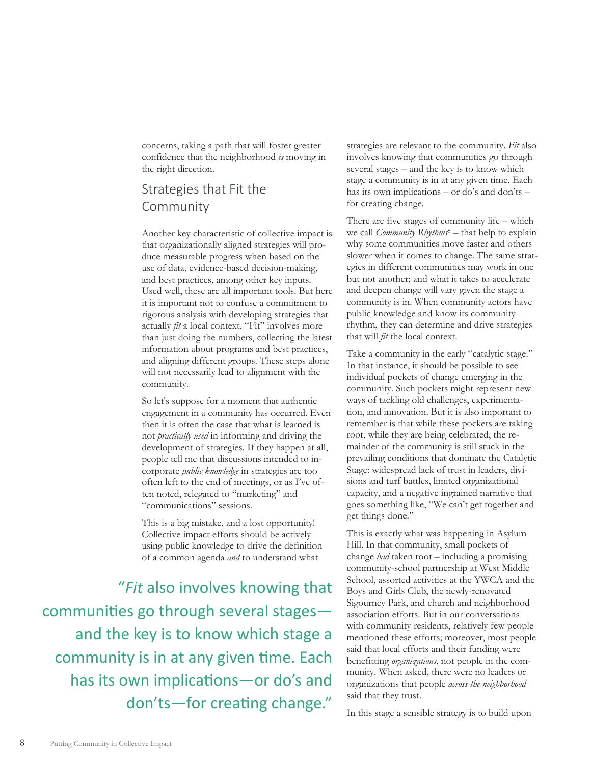concerns, taking a path that will foster greater confidence that the neighborhood *is* moving in the right direction.

## Strategies that Fit the Community

Another key characteristic of collective impact is that organizationally aligned strategies will produce measurable progress when based on the use of data, evidence-based decision-making, and best practices, among other key inputs. Used well, these are all important tools. But here it is important not to confuse a commitment to rigorous analysis with developing strategies that actually *fit* a local context. "Fit" involves more than just doing the numbers, collecting the latest information about programs and best practices, and aligning different groups. These steps alone will not necessarily lead to alignment with the community.

So let's suppose for a moment that authentic engagement in a community has occurred. Even then it is often the case that what is learned is not *practically used* in informing and driving the development of strategies. If they happen at all, people tell me that discussions intended to incorporate *public knowledge* in strategies are too often left to the end of meetings, or as I've often noted, relegated to "marketing" and "communications" sessions.

This is a big mistake, and a lost opportunity! Collective impact efforts should be actively using public knowledge to drive the definition of a common agenda *and* to understand what strategies are relevant to the community. *Fit* also involves knowing that communities go through several stages – and the key is to know which stage a community is in at any given time. Each has its own implications – or do's and don'ts – for creating change.

> "*Fit* also involves knowing that communities go through several stages—and the key is to know which stage a community is in at any given time. Each has its own implications—or do's and don'ts—for creating change."

There are five stages of community life – which we call *Community Rhythms*[5] – that help to explain why some communities move faster and others slower when it comes to change. The same strategies in different communities may work in one but not another; and what it takes to accelerate and deepen change will vary given the stage a community is in. When community actors have public knowledge and know its community rhythm, they can determine and drive strategies that will *fit* the local context.

Take a community in the early "catalytic stage." In that instance, it should be possible to see individual pockets of change emerging in the community. Such pockets might represent new ways of tackling old challenges, experimentation, and innovation. But it is also important to remember is that while these pockets are taking root, while they are being celebrated, the remainder of the community is still stuck in the prevailing conditions that dominate the Catalytic Stage: widespread lack of trust in leaders, divisions and turf battles, limited organizational capacity, and a negative ingrained narrative that goes something like, "We can't get together and get things done."

This is exactly what was happening in Asylum Hill. In that community, small pockets of change *had* taken root – including a promising community-school partnership at West Middle School, assorted activities at the YWCA and the Boys and Girls Club, the newly-renovated Sigourney Park, and church and neighborhood association efforts. But in our conversations with community residents, relatively few people mentioned these efforts; moreover, most people said that local efforts and their funding were benefitting *organizations*, not people in the community. When asked, there were no leaders or organizations that people *across the neighborhood* said that they trust.

In this stage a sensible strategy is to build upon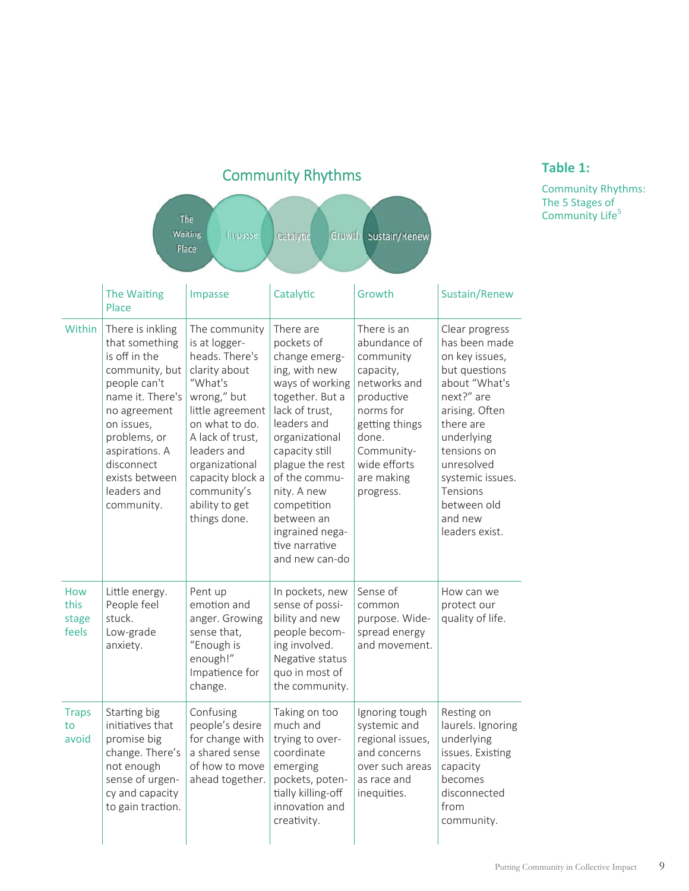**Table 1:**

Community Rhythms: The 5 Stages of Community Life[5]

## Community Rhythms

The Waiting Place — Impasse — Catalytic — Growth — Sustain/Renew

| | The Waiting Place | Impasse | Catalytic | Growth | Sustain/Renew |
|---|---|---|---|---|---|
| Within | There is inkling that something is off in the community, but people can't name it. There's no agreement on issues, problems, or aspirations. A disconnect exists between leaders and community. | The community is at loggerheads. There's clarity about "What's wrong," but little agreement on what to do. A lack of trust, leaders and organizational capacity block a community's ability to get things done. | There are pockets of change emerging, with new ways of working together. But a lack of trust, leaders and organizational capacity still plague the rest of the community. A new competition between an ingrained negative narrative and new can-do | There is an abundance of community capacity, networks and productive norms for getting things done. Community-wide efforts are making progress. | Clear progress has been made on key issues, but questions about "What's next?" are arising. Often there are underlying tensions on unresolved systemic issues. Tensions between old and new leaders exist. |
| How this stage feels | Little energy. People feel stuck. Low-grade anxiety. | Pent up emotion and anger. Growing sense that, "Enough is enough!" Impatience for change. | In pockets, new sense of possibility and new people becoming involved. Negative status quo in most of the community. | Sense of common purpose. Widespread energy and movement. | How can we protect our quality of life. |
| Traps to avoid | Starting big initiatives that promise big change. There's not enough sense of urgency and capacity to gain traction. | Confusing people's desire for change with a shared sense of how to move ahead together. | Taking on too much and trying to over-coordinate emerging pockets, potentially killing-off innovation and creativity. | Ignoring tough systemic and regional issues, and concerns over such areas as race and inequities. | Resting on laurels. Ignoring underlying issues. Existing capacity becomes disconnected from community. |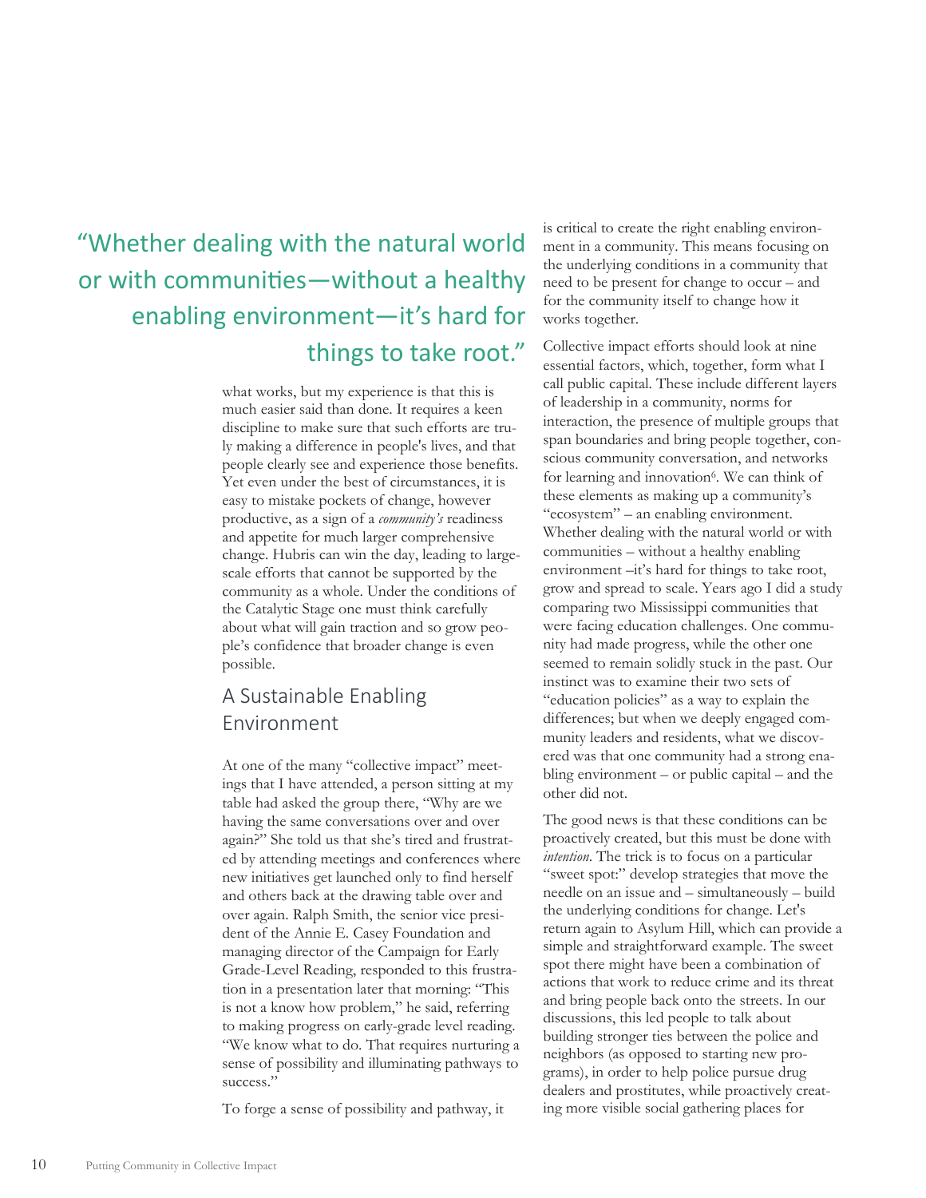> "Whether dealing with the natural world or with communities—without a healthy enabling environment—it's hard for things to take root."

what works, but my experience is that this is much easier said than done. It requires a keen discipline to make sure that such efforts are truly making a difference in people's lives, and that people clearly see and experience those benefits. Yet even under the best of circumstances, it is easy to mistake pockets of change, however productive, as a sign of a *community's* readiness and appetite for much larger comprehensive change. Hubris can win the day, leading to large-scale efforts that cannot be supported by the community as a whole. Under the conditions of the Catalytic Stage one must think carefully about what will gain traction and so grow people's confidence that broader change is even possible.

## A Sustainable Enabling Environment

At one of the many "collective impact" meetings that I have attended, a person sitting at my table had asked the group there, "Why are we having the same conversations over and over again?" She told us that she's tired and frustrated by attending meetings and conferences where new initiatives get launched only to find herself and others back at the drawing table over and over again. Ralph Smith, the senior vice president of the Annie E. Casey Foundation and managing director of the Campaign for Early Grade-Level Reading, responded to this frustration in a presentation later that morning: "This is not a know how problem," he said, referring to making progress on early-grade level reading. "We know what to do. That requires nurturing a sense of possibility and illuminating pathways to success."

To forge a sense of possibility and pathway, it is critical to create the right enabling environment in a community. This means focusing on the underlying conditions in a community that need to be present for change to occur – and for the community itself to change how it works together.

Collective impact efforts should look at nine essential factors, which, together, form what I call public capital. These include different layers of leadership in a community, norms for interaction, the presence of multiple groups that span boundaries and bring people together, conscious community conversation, and networks for learning and innovation[6]. We can think of these elements as making up a community's "ecosystem" – an enabling environment. Whether dealing with the natural world or with communities – without a healthy enabling environment –it's hard for things to take root, grow and spread to scale. Years ago I did a study comparing two Mississippi communities that were facing education challenges. One community had made progress, while the other one seemed to remain solidly stuck in the past. Our instinct was to examine their two sets of "education policies" as a way to explain the differences; but when we deeply engaged community leaders and residents, what we discovered was that one community had a strong enabling environment – or public capital – and the other did not.

The good news is that these conditions can be proactively created, but this must be done with *intention*. The trick is to focus on a particular "sweet spot:" develop strategies that move the needle on an issue and – simultaneously – build the underlying conditions for change. Let's return again to Asylum Hill, which can provide a simple and straightforward example. The sweet spot there might have been a combination of actions that work to reduce crime and its threat and bring people back onto the streets. In our discussions, this led people to talk about building stronger ties between the police and neighbors (as opposed to starting new programs), in order to help police pursue drug dealers and prostitutes, while proactively creating more visible social gathering places for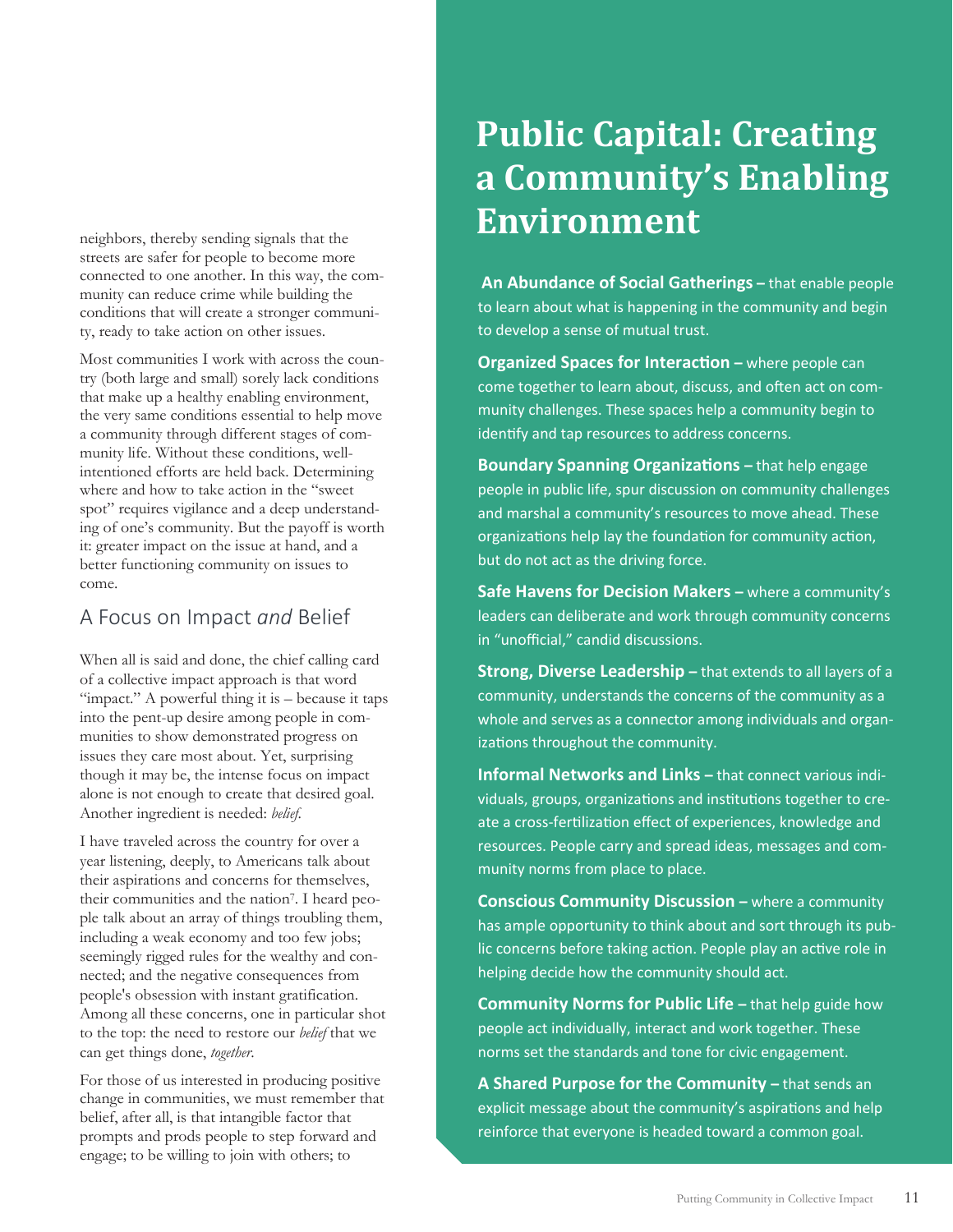neighbors, thereby sending signals that the streets are safer for people to become more connected to one another. In this way, the community can reduce crime while building the conditions that will create a stronger community, ready to take action on other issues.

Most communities I work with across the country (both large and small) sorely lack conditions that make up a healthy enabling environment, the very same conditions essential to help move a community through different stages of community life. Without these conditions, well-intentioned efforts are held back. Determining where and how to take action in the "sweet spot" requires vigilance and a deep understanding of one's community. But the payoff is worth it: greater impact on the issue at hand, and a better functioning community on issues to come.

## A Focus on Impact *and* Belief

When all is said and done, the chief calling card of a collective impact approach is that word "impact." A powerful thing it is – because it taps into the pent-up desire among people in communities to show demonstrated progress on issues they care most about. Yet, surprising though it may be, the intense focus on impact alone is not enough to create that desired goal. Another ingredient is needed: *belief*.

I have traveled across the country for over a year listening, deeply, to Americans talk about their aspirations and concerns for themselves, their communities and the nation[7]. I heard people talk about an array of things troubling them, including a weak economy and too few jobs; seemingly rigged rules for the wealthy and connected; and the negative consequences from people's obsession with instant gratification. Among all these concerns, one in particular shot to the top: the need to restore our *belief* that we can get things done, *together*.

For those of us interested in producing positive change in communities, we must remember that belief, after all, is that intangible factor that prompts and prods people to step forward and engage; to be willing to join with others; to

# Public Capital: Creating a Community's Enabling Environment

**An Abundance of Social Gatherings –** that enable people to learn about what is happening in the community and begin to develop a sense of mutual trust.

**Organized Spaces for Interaction –** where people can come together to learn about, discuss, and often act on community challenges. These spaces help a community begin to identify and tap resources to address concerns.

**Boundary Spanning Organizations –** that help engage people in public life, spur discussion on community challenges and marshal a community's resources to move ahead. These organizations help lay the foundation for community action, but do not act as the driving force.

**Safe Havens for Decision Makers –** where a community's leaders can deliberate and work through community concerns in "unofficial," candid discussions.

**Strong, Diverse Leadership –** that extends to all layers of a community, understands the concerns of the community as a whole and serves as a connector among individuals and organizations throughout the community.

**Informal Networks and Links –** that connect various individuals, groups, organizations and institutions together to create a cross-fertilization effect of experiences, knowledge and resources. People carry and spread ideas, messages and community norms from place to place.

**Conscious Community Discussion –** where a community has ample opportunity to think about and sort through its public concerns before taking action. People play an active role in helping decide how the community should act.

**Community Norms for Public Life –** that help guide how people act individually, interact and work together. These norms set the standards and tone for civic engagement.

**A Shared Purpose for the Community –** that sends an explicit message about the community's aspirations and help reinforce that everyone is headed toward a common goal.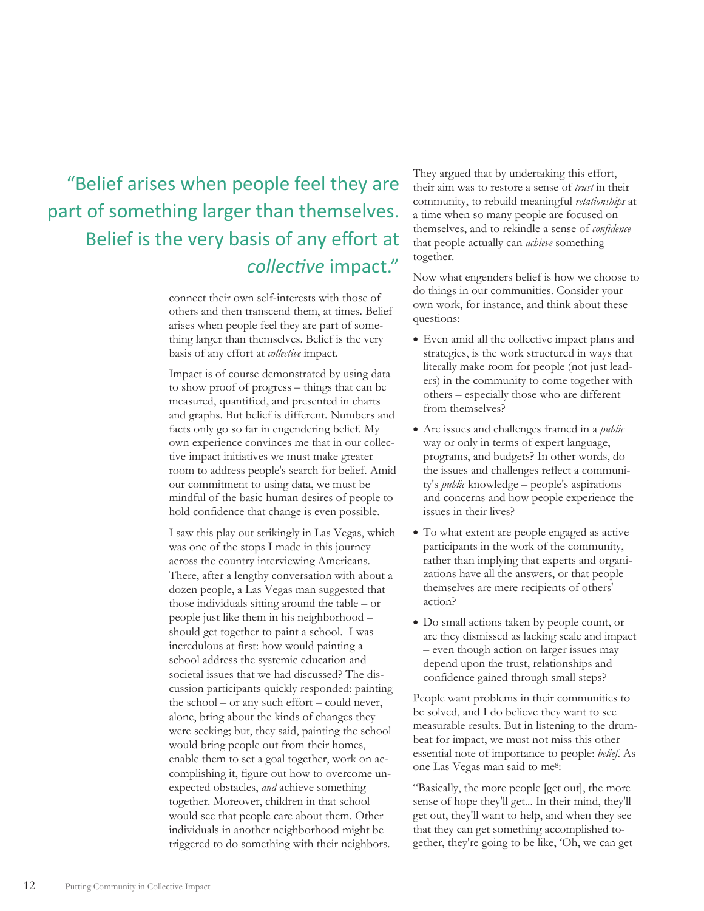> “Belief arises when people feel they are part of something larger than themselves. Belief is the very basis of any effort at *collective* impact.”

connect their own self-interests with those of others and then transcend them, at times. Belief arises when people feel they are part of something larger than themselves. Belief is the very basis of any effort at *collective* impact.

Impact is of course demonstrated by using data to show proof of progress – things that can be measured, quantified, and presented in charts and graphs. But belief is different. Numbers and facts only go so far in engendering belief. My own experience convinces me that in our collective impact initiatives we must make greater room to address people's search for belief. Amid our commitment to using data, we must be mindful of the basic human desires of people to hold confidence that change is even possible.

I saw this play out strikingly in Las Vegas, which was one of the stops I made in this journey across the country interviewing Americans. There, after a lengthy conversation with about a dozen people, a Las Vegas man suggested that those individuals sitting around the table – or people just like them in his neighborhood – should get together to paint a school. I was incredulous at first: how would painting a school address the systemic education and societal issues that we had discussed? The discussion participants quickly responded: painting the school – or any such effort – could never, alone, bring about the kinds of changes they were seeking; but, they said, painting the school would bring people out from their homes, enable them to set a goal together, work on accomplishing it, figure out how to overcome unexpected obstacles, *and* achieve something together. Moreover, children in that school would see that people care about them. Other individuals in another neighborhood might be triggered to do something with their neighbors.

They argued that by undertaking this effort, their aim was to restore a sense of *trust* in their community, to rebuild meaningful *relationships* at a time when so many people are focused on themselves, and to rekindle a sense of *confidence* that people actually can *achieve* something together.

Now what engenders belief is how we choose to do things in our communities. Consider your own work, for instance, and think about these questions:

- Even amid all the collective impact plans and strategies, is the work structured in ways that literally make room for people (not just leaders) in the community to come together with others – especially those who are different from themselves?
- Are issues and challenges framed in a *public* way or only in terms of expert language, programs, and budgets? In other words, do the issues and challenges reflect a community's *public* knowledge – people's aspirations and concerns and how people experience the issues in their lives?
- To what extent are people engaged as active participants in the work of the community, rather than implying that experts and organizations have all the answers, or that people themselves are mere recipients of others' action?
- Do small actions taken by people count, or are they dismissed as lacking scale and impact – even though action on larger issues may depend upon the trust, relationships and confidence gained through small steps?

People want problems in their communities to be solved, and I do believe they want to see measurable results. But in listening to the drumbeat for impact, we must not miss this other essential note of importance to people: *belief*. As one Las Vegas man said to me[8]:

“Basically, the more people [get out], the more sense of hope they'll get... In their mind, they'll get out, they'll want to help, and when they see that they can get something accomplished together, they're going to be like, ‘Oh, we can get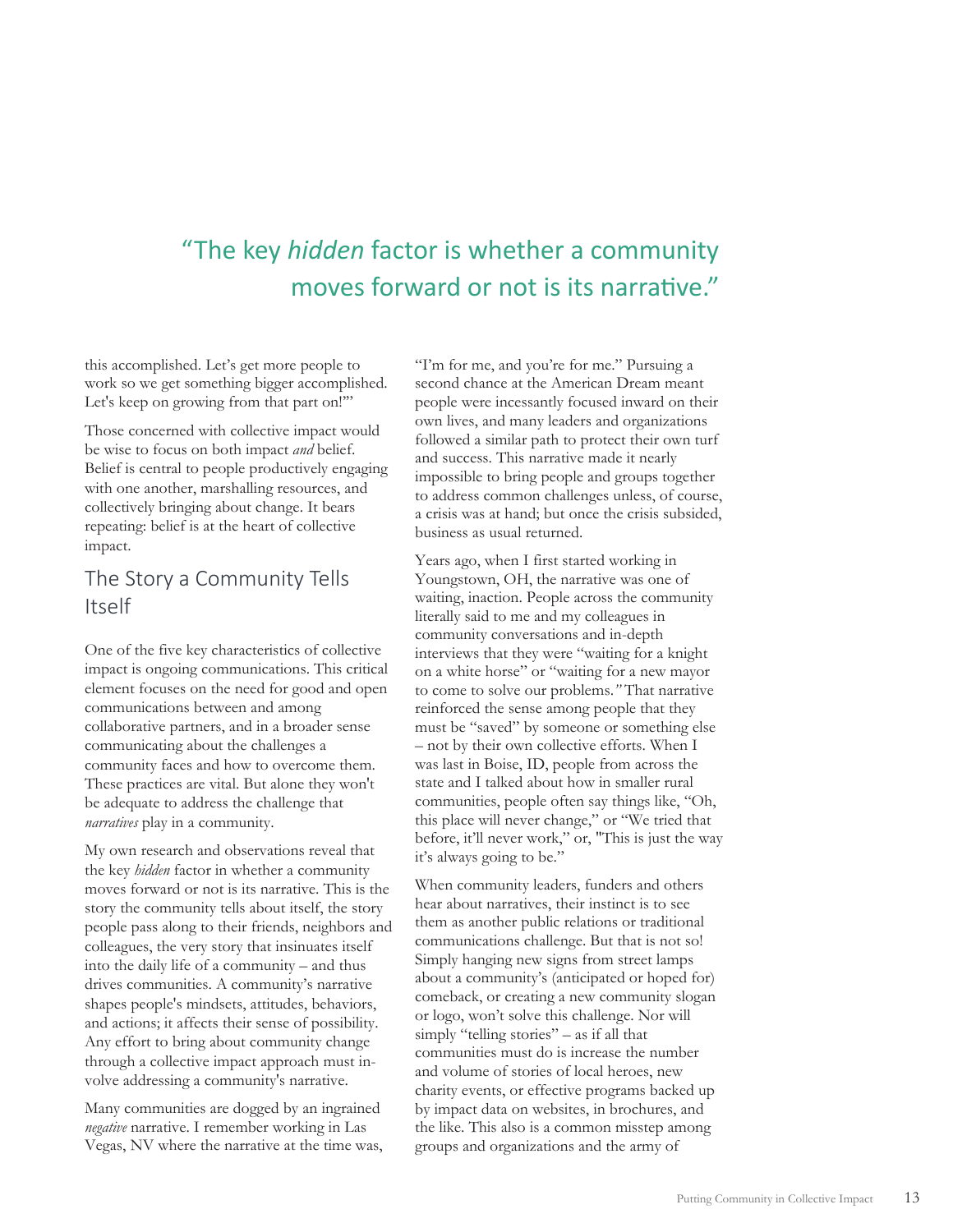> "The key *hidden* factor is whether a community moves forward or not is its narrative."

this accomplished. Let's get more people to work so we get something bigger accomplished. Let's keep on growing from that part on!'"

Those concerned with collective impact would be wise to focus on both impact *and* belief. Belief is central to people productively engaging with one another, marshalling resources, and collectively bringing about change. It bears repeating: belief is at the heart of collective impact.

## The Story a Community Tells Itself

One of the five key characteristics of collective impact is ongoing communications. This critical element focuses on the need for good and open communications between and among collaborative partners, and in a broader sense communicating about the challenges a community faces and how to overcome them. These practices are vital. But alone they won't be adequate to address the challenge that *narratives* play in a community.

My own research and observations reveal that the key *hidden* factor in whether a community moves forward or not is its narrative. This is the story the community tells about itself, the story people pass along to their friends, neighbors and colleagues, the very story that insinuates itself into the daily life of a community – and thus drives communities. A community's narrative shapes people's mindsets, attitudes, behaviors, and actions; it affects their sense of possibility. Any effort to bring about community change through a collective impact approach must involve addressing a community's narrative.

Many communities are dogged by an ingrained *negative* narrative. I remember working in Las Vegas, NV where the narrative at the time was, "I'm for me, and you're for me." Pursuing a second chance at the American Dream meant people were incessantly focused inward on their own lives, and many leaders and organizations followed a similar path to protect their own turf and success. This narrative made it nearly impossible to bring people and groups together to address common challenges unless, of course, a crisis was at hand; but once the crisis subsided, business as usual returned.

Years ago, when I first started working in Youngstown, OH, the narrative was one of waiting, inaction. People across the community literally said to me and my colleagues in community conversations and in-depth interviews that they were "waiting for a knight on a white horse" or "waiting for a new mayor to come to solve our problems.*"* That narrative reinforced the sense among people that they must be "saved" by someone or something else – not by their own collective efforts. When I was last in Boise, ID, people from across the state and I talked about how in smaller rural communities, people often say things like, "Oh, this place will never change," or "We tried that before, it'll never work," or, "This is just the way it's always going to be."

When community leaders, funders and others hear about narratives, their instinct is to see them as another public relations or traditional communications challenge. But that is not so! Simply hanging new signs from street lamps about a community's (anticipated or hoped for) comeback, or creating a new community slogan or logo, won't solve this challenge. Nor will simply "telling stories" – as if all that communities must do is increase the number and volume of stories of local heroes, new charity events, or effective programs backed up by impact data on websites, in brochures, and the like. This also is a common misstep among groups and organizations and the army of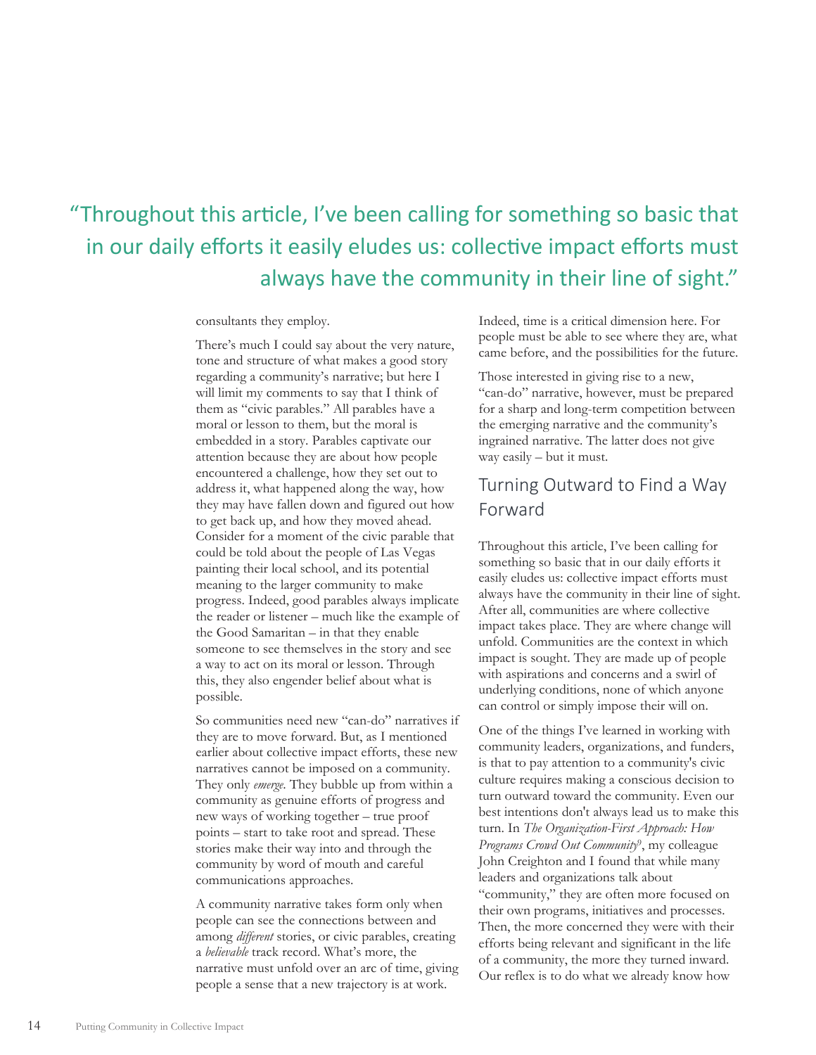> "Throughout this article, I've been calling for something so basic that in our daily efforts it easily eludes us: collective impact efforts must always have the community in their line of sight."

consultants they employ.

There's much I could say about the very nature, tone and structure of what makes a good story regarding a community's narrative; but here I will limit my comments to say that I think of them as "civic parables." All parables have a moral or lesson to them, but the moral is embedded in a story. Parables captivate our attention because they are about how people encountered a challenge, how they set out to address it, what happened along the way, how they may have fallen down and figured out how to get back up, and how they moved ahead. Consider for a moment of the civic parable that could be told about the people of Las Vegas painting their local school, and its potential meaning to the larger community to make progress. Indeed, good parables always implicate the reader or listener – much like the example of the Good Samaritan – in that they enable someone to see themselves in the story and see a way to act on its moral or lesson. Through this, they also engender belief about what is possible.

So communities need new "can-do" narratives if they are to move forward. But, as I mentioned earlier about collective impact efforts, these new narratives cannot be imposed on a community. They only *emerge*. They bubble up from within a community as genuine efforts of progress and new ways of working together – true proof points – start to take root and spread. These stories make their way into and through the community by word of mouth and careful communications approaches.

A community narrative takes form only when people can see the connections between and among *different* stories, or civic parables, creating a *believable* track record. What's more, the narrative must unfold over an arc of time, giving people a sense that a new trajectory is at work. Indeed, time is a critical dimension here. For people must be able to see where they are, what came before, and the possibilities for the future.

Those interested in giving rise to a new, "can-do" narrative, however, must be prepared for a sharp and long-term competition between the emerging narrative and the community's ingrained narrative. The latter does not give way easily – but it must.

## Turning Outward to Find a Way Forward

Throughout this article, I've been calling for something so basic that in our daily efforts it easily eludes us: collective impact efforts must always have the community in their line of sight. After all, communities are where collective impact takes place. They are where change will unfold. Communities are the context in which impact is sought. They are made up of people with aspirations and concerns and a swirl of underlying conditions, none of which anyone can control or simply impose their will on.

One of the things I've learned in working with community leaders, organizations, and funders, is that to pay attention to a community's civic culture requires making a conscious decision to turn outward toward the community. Even our best intentions don't always lead us to make this turn. In *The Organization-First Approach: How Programs Crowd Out Community*[9], my colleague John Creighton and I found that while many leaders and organizations talk about "community," they are often more focused on their own programs, initiatives and processes. Then, the more concerned they were with their efforts being relevant and significant in the life of a community, the more they turned inward. Our reflex is to do what we already know how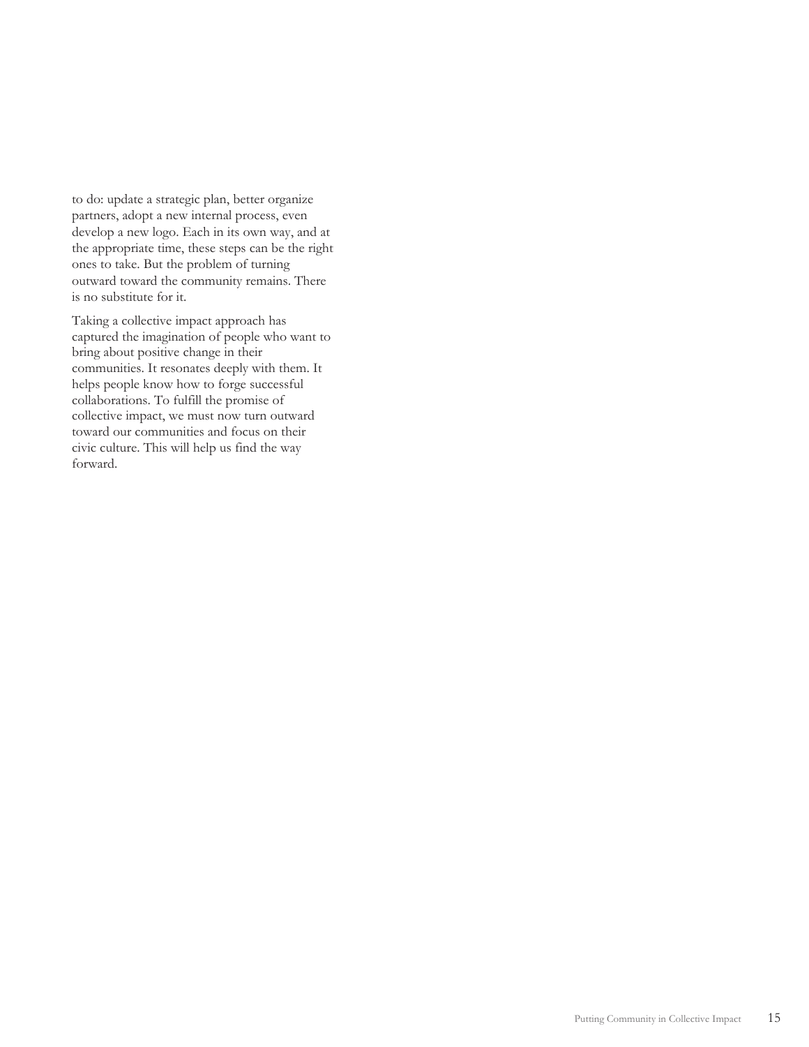to do: update a strategic plan, better organize partners, adopt a new internal process, even develop a new logo. Each in its own way, and at the appropriate time, these steps can be the right ones to take. But the problem of turning outward toward the community remains. There is no substitute for it.

Taking a collective impact approach has captured the imagination of people who want to bring about positive change in their communities. It resonates deeply with them. It helps people know how to forge successful collaborations. To fulfill the promise of collective impact, we must now turn outward toward our communities and focus on their civic culture. This will help us find the way forward.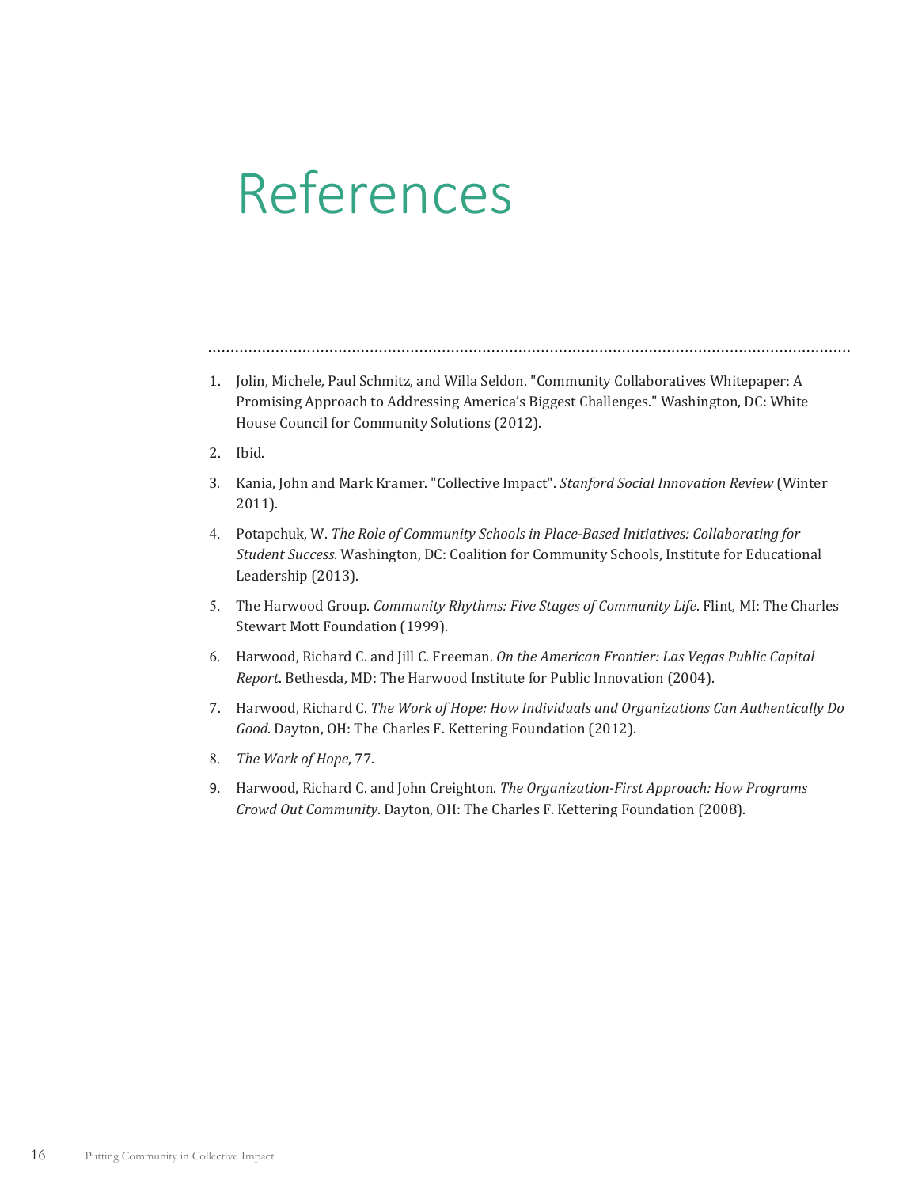# References

1. Jolin, Michele, Paul Schmitz, and Willa Seldon. "Community Collaboratives Whitepaper: A Promising Approach to Addressing America's Biggest Challenges." Washington, DC: White House Council for Community Solutions (2012).
2. Ibid.
3. Kania, John and Mark Kramer. "Collective Impact". *Stanford Social Innovation Review* (Winter 2011).
4. Potapchuk, W. *The Role of Community Schools in Place-Based Initiatives: Collaborating for Student Success*. Washington, DC: Coalition for Community Schools, Institute for Educational Leadership (2013).
5. The Harwood Group. *Community Rhythms: Five Stages of Community Life*. Flint, MI: The Charles Stewart Mott Foundation (1999).
6. Harwood, Richard C. and Jill C. Freeman. *On the American Frontier: Las Vegas Public Capital Report*. Bethesda, MD: The Harwood Institute for Public Innovation (2004).
7. Harwood, Richard C. *The Work of Hope: How Individuals and Organizations Can Authentically Do Good*. Dayton, OH: The Charles F. Kettering Foundation (2012).
8. *The Work of Hope*, 77.
9. Harwood, Richard C. and John Creighton. *The Organization-First Approach: How Programs Crowd Out Community*. Dayton, OH: The Charles F. Kettering Foundation (2008).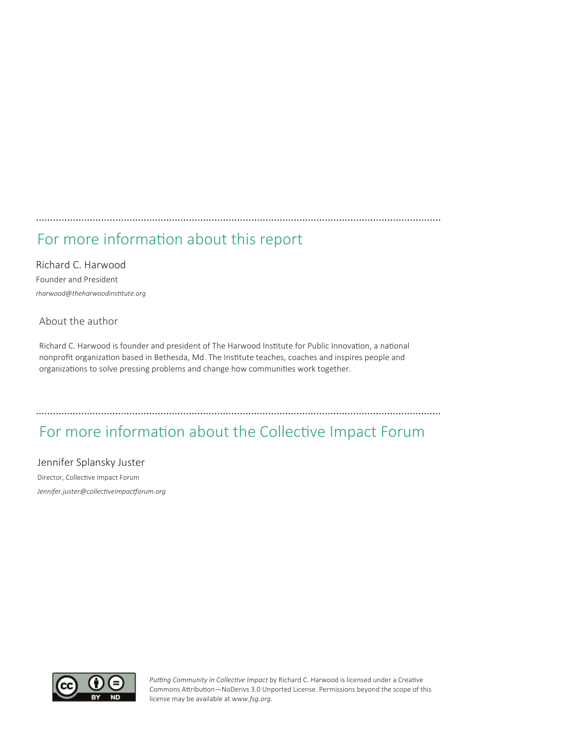## For more information about this report

Richard C. Harwood

Founder and President

*rharwood@theharwoodinstitute.org*

### About the author

Richard C. Harwood is founder and president of The Harwood Institute for Public Innovation, a national nonprofit organization based in Bethesda, Md. The Institute teaches, coaches and inspires people and organizations to solve pressing problems and change how communities work together.

## For more information about the Collective Impact Forum

Jennifer Splansky Juster

Director, Collective Impact Forum

*Jennifer.juster@collectiveimpactforum.org*

*Putting Community in Collective Impact* by Richard C. Harwood is licensed under a Creative Commons Attribution—NoDerivs 3.0 Unported License. Permissions beyond the scope of this license may be available at *www.fsg.org*.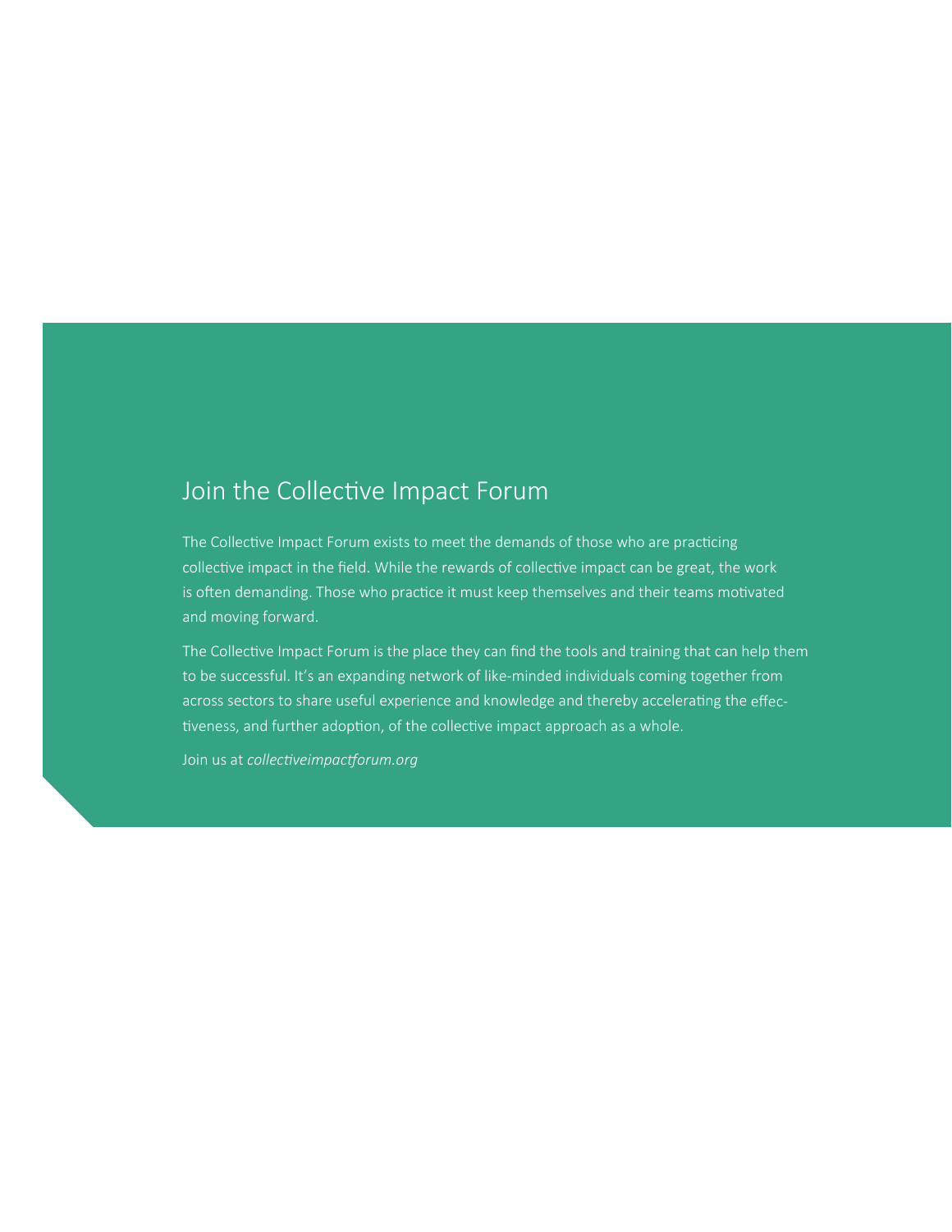## Join the Collective Impact Forum

The Collective Impact Forum exists to meet the demands of those who are practicing collective impact in the field. While the rewards of collective impact can be great, the work is often demanding. Those who practice it must keep themselves and their teams motivated and moving forward.

The Collective Impact Forum is the place they can find the tools and training that can help them to be successful. It's an expanding network of like-minded individuals coming together from across sectors to share useful experience and knowledge and thereby accelerating the effectiveness, and further adoption, of the collective impact approach as a whole.

Join us at *collectiveimpactforum.org*